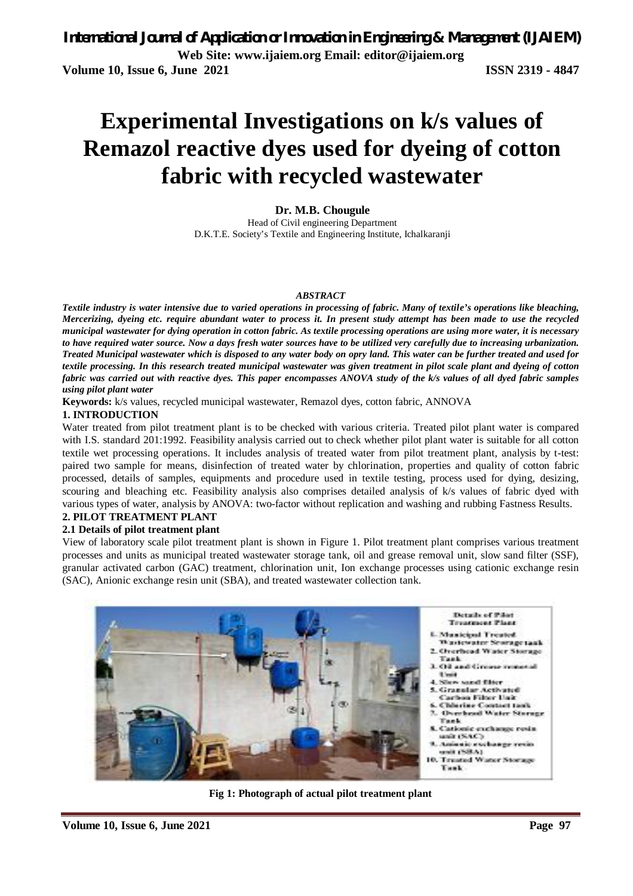# Experimental Investigations on k/s values of Remazol reactive dyes used for dyeing of cotton fabric with recycled wastewater

**Dr. M.B. Chougule**

Head of Civil engineering Department
D.K.T.E. Society's Textile and Engineering Institute, Ichalkaranji

### *ABSTRACT*

***Textile industry is water intensive due to varied operations in processing of fabric. Many of textile's operations like bleaching, Mercerizing, dyeing etc. require abundant water to process it. In present study attempt has been made to use the recycled municipal wastewater for dying operation in cotton fabric. As textile processing operations are using more water, it is necessary to have required water source. Now a days fresh water sources have to be utilized very carefully due to increasing urbanization. Treated Municipal wastewater which is disposed to any water body on opry land. This water can be further treated and used for textile processing. In this research treated municipal wastewater was given treatment in pilot scale plant and dyeing of cotton fabric was carried out with reactive dyes. This paper encompasses ANOVA study of the k/s values of all dyed fabric samples using pilot plant water***

**Keywords:** k/s values, recycled municipal wastewater, Remazol dyes, cotton fabric, ANNOVA

## 1. INTRODUCTION

Water treated from pilot treatment plant is to be checked with various criteria. Treated pilot plant water is compared with I.S. standard 201:1992. Feasibility analysis carried out to check whether pilot plant water is suitable for all cotton textile wet processing operations. It includes analysis of treated water from pilot treatment plant, analysis by t-test: paired two sample for means, disinfection of treated water by chlorination, properties and quality of cotton fabric processed, details of samples, equipments and procedure used in textile testing, process used for dying, desizing, scouring and bleaching etc. Feasibility analysis also comprises detailed analysis of k/s values of fabric dyed with various types of water, analysis by ANOVA: two-factor without replication and washing and rubbing Fastness Results.

## 2. PILOT TREATMENT PLANT

### 2.1 Details of pilot treatment plant

View of laboratory scale pilot treatment plant is shown in Figure 1. Pilot treatment plant comprises various treatment processes and units as municipal treated wastewater storage tank, oil and grease removal unit, slow sand filter (SSF), granular activated carbon (GAC) treatment, chlorination unit, Ion exchange processes using cationic exchange resin (SAC), Anionic exchange resin unit (SBA), and treated wastewater collection tank.

Details of Pilot Treatment Plant

1. Municipal Treated Wastewater Storage tank
2. Overhead Water Storage Tank
3. Oil and Grease removal Unit
4. Slow sand filter
5. Granular Activated Carbon Filter Unit
6. Chlorine Contact tank
7. Overhead Water Storage Tank
8. Cationic exchange resin unit (SAC)
9. Anionic exchange resin unit (SBA)
10. Treated Water Storage Tank

**Fig 1: Photograph of actual pilot treatment plant**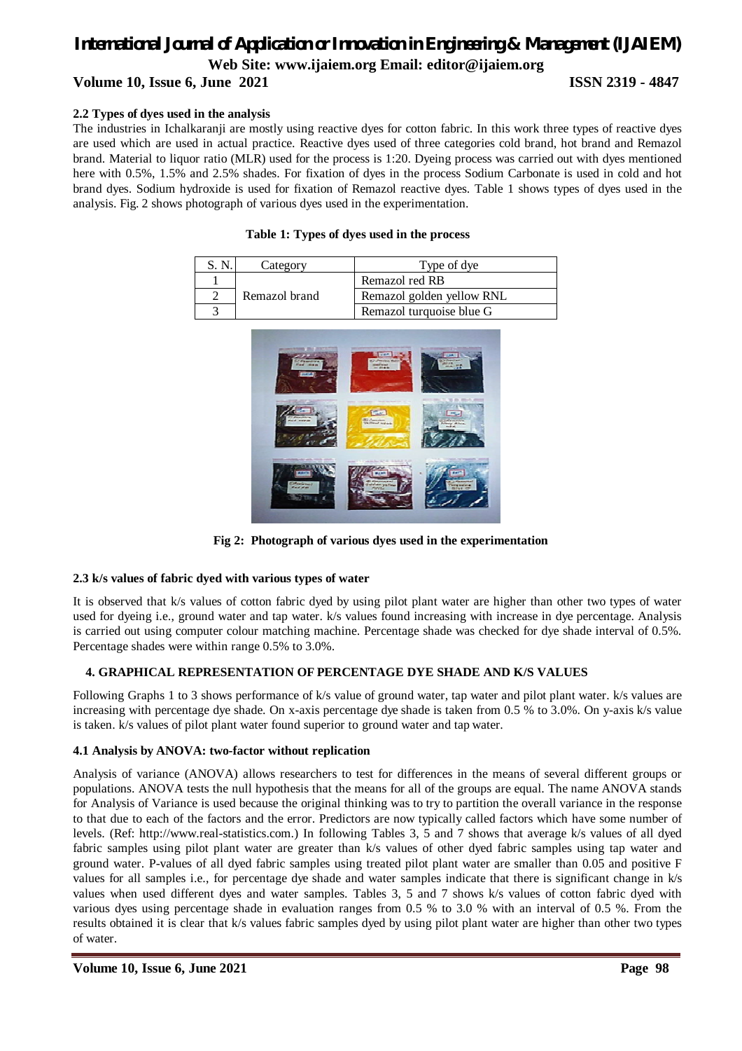### 2.2 Types of dyes used in the analysis

The industries in Ichalkaranji are mostly using reactive dyes for cotton fabric. In this work three types of reactive dyes are used which are used in actual practice. Reactive dyes used of three categories cold brand, hot brand and Remazol brand. Material to liquor ratio (MLR) used for the process is 1:20. Dyeing process was carried out with dyes mentioned here with 0.5%, 1.5% and 2.5% shades. For fixation of dyes in the process Sodium Carbonate is used in cold and hot brand dyes. Sodium hydroxide is used for fixation of Remazol reactive dyes. Table 1 shows types of dyes used in the analysis. Fig. 2 shows photograph of various dyes used in the experimentation.

**Table 1: Types of dyes used in the process**

| S. N. | Category | Type of dye |
|---|---|---|
| 1 | Remazol brand | Remazol red RB |
| 2 | | Remazol golden yellow RNL |
| 3 | | Remazol turquoise blue G |

**Fig 2: Photograph of various dyes used in the experimentation**

### 2.3 k/s values of fabric dyed with various types of water

It is observed that k/s values of cotton fabric dyed by using pilot plant water are higher than other two types of water used for dyeing i.e., ground water and tap water. k/s values found increasing with increase in dye percentage. Analysis is carried out using computer colour matching machine. Percentage shade was checked for dye shade interval of 0.5%. Percentage shades were within range 0.5% to 3.0%.

## 4. GRAPHICAL REPRESENTATION OF PERCENTAGE DYE SHADE AND K/S VALUES

Following Graphs 1 to 3 shows performance of k/s value of ground water, tap water and pilot plant water. k/s values are increasing with percentage dye shade. On x-axis percentage dye shade is taken from 0.5 % to 3.0%. On y-axis k/s value is taken. k/s values of pilot plant water found superior to ground water and tap water.

### 4.1 Analysis by ANOVA: two-factor without replication

Analysis of variance (ANOVA) allows researchers to test for differences in the means of several different groups or populations. ANOVA tests the null hypothesis that the means for all of the groups are equal. The name ANOVA stands for Analysis of Variance is used because the original thinking was to try to partition the overall variance in the response to that due to each of the factors and the error. Predictors are now typically called factors which have some number of levels. (Ref: http://www.real-statistics.com.) In following Tables 3, 5 and 7 shows that average k/s values of all dyed fabric samples using pilot plant water are greater than k/s values of other dyed fabric samples using tap water and ground water. P-values of all dyed fabric samples using treated pilot plant water are smaller than 0.05 and positive F values for all samples i.e., for percentage dye shade and water samples indicate that there is significant change in k/s values when used different dyes and water samples. Tables 3, 5 and 7 shows k/s values of cotton fabric dyed with various dyes using percentage shade in evaluation ranges from 0.5 % to 3.0 % with an interval of 0.5 %. From the results obtained it is clear that k/s values fabric samples dyed by using pilot plant water are higher than other two types of water.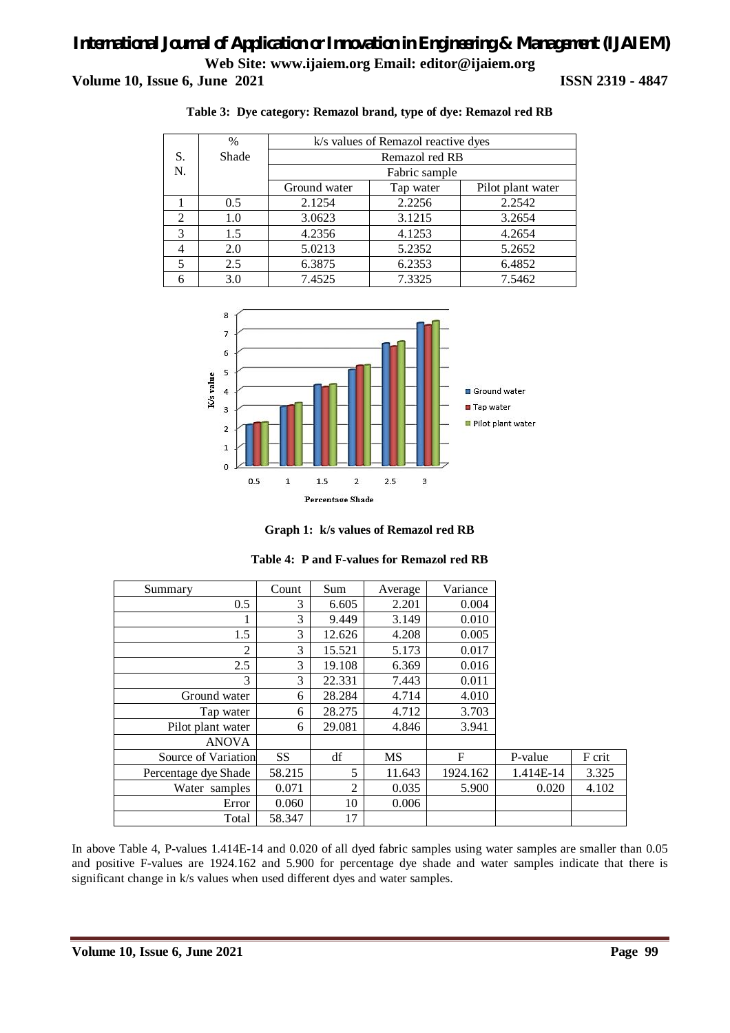**Table 3: Dye category: Remazol brand, type of dye: Remazol red RB**

| S. N. | % Shade | k/s values of Remazol reactive dyes | | |
|---|---|---|---|---|
| | | Remazol red RB | | |
| | | Fabric sample | | |
| | | Ground water | Tap water | Pilot plant water |
| 1 | 0.5 | 2.1254 | 2.2256 | 2.2542 |
| 2 | 1.0 | 3.0623 | 3.1215 | 3.2654 |
| 3 | 1.5 | 4.2356 | 4.1253 | 4.2654 |
| 4 | 2.0 | 5.0213 | 5.2352 | 5.2652 |
| 5 | 2.5 | 6.3875 | 6.2353 | 6.4852 |
| 6 | 3.0 | 7.4525 | 7.3325 | 7.5462 |

**Graph 1: k/s values of Remazol red RB**

**Table 4: P and F-values for Remazol red RB**

| Summary | Count | Sum | Average | Variance | | |
|---|---|---|---|---|---|---|
| 0.5 | 3 | 6.605 | 2.201 | 0.004 | | |
| 1 | 3 | 9.449 | 3.149 | 0.010 | | |
| 1.5 | 3 | 12.626 | 4.208 | 0.005 | | |
| 2 | 3 | 15.521 | 5.173 | 0.017 | | |
| 2.5 | 3 | 19.108 | 6.369 | 0.016 | | |
| 3 | 3 | 22.331 | 7.443 | 0.011 | | |
| Ground water | 6 | 28.284 | 4.714 | 4.010 | | |
| Tap water | 6 | 28.275 | 4.712 | 3.703 | | |
| Pilot plant water | 6 | 29.081 | 4.846 | 3.941 | | |
| ANOVA | | | | | | |
| Source of Variation | SS | df | MS | F | P-value | F crit |
| Percentage dye Shade | 58.215 | 5 | 11.643 | 1924.162 | 1.414E-14 | 3.325 |
| Water samples | 0.071 | 2 | 0.035 | 5.900 | 0.020 | 4.102 |
| Error | 0.060 | 10 | 0.006 | | | |
| Total | 58.347 | 17 | | | | |

In above Table 4, P-values 1.414E-14 and 0.020 of all dyed fabric samples using water samples are smaller than 0.05 and positive F-values are 1924.162 and 5.900 for percentage dye shade and water samples indicate that there is significant change in k/s values when used different dyes and water samples.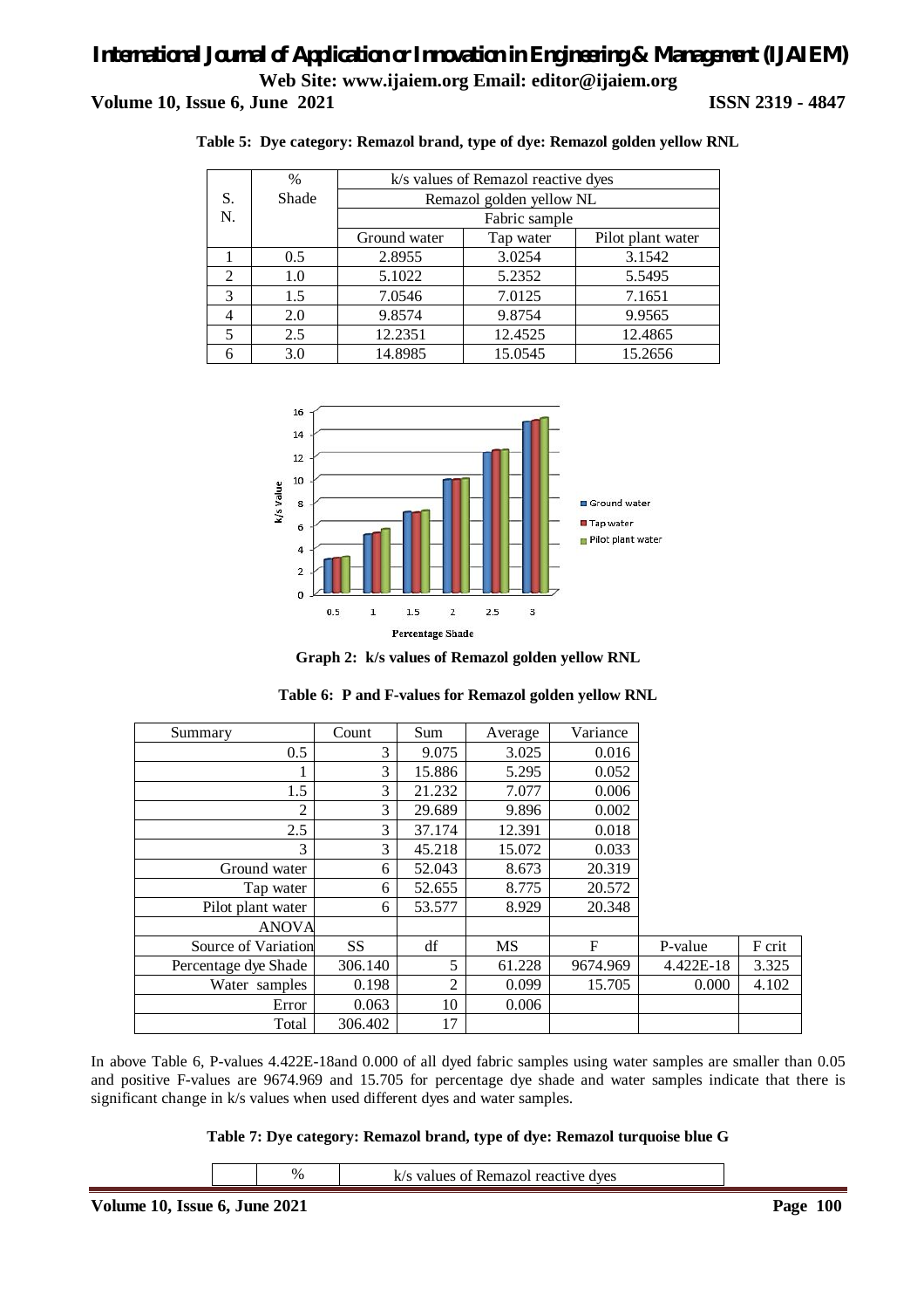**Table 5: Dye category: Remazol brand, type of dye: Remazol golden yellow RNL**

| S. N. | % Shade | k/s values of Remazol reactive dyes | | |
|---|---|---|---|---|
| | | Remazol golden yellow NL | | |
| | | Fabric sample | | |
| | | Ground water | Tap water | Pilot plant water |
| 1 | 0.5 | 2.8955 | 3.0254 | 3.1542 |
| 2 | 1.0 | 5.1022 | 5.2352 | 5.5495 |
| 3 | 1.5 | 7.0546 | 7.0125 | 7.1651 |
| 4 | 2.0 | 9.8574 | 9.8754 | 9.9565 |
| 5 | 2.5 | 12.2351 | 12.4525 | 12.4865 |
| 6 | 3.0 | 14.8985 | 15.0545 | 15.2656 |

**Graph 2: k/s values of Remazol golden yellow RNL**

**Table 6: P and F-values for Remazol golden yellow RNL**

| Summary | Count | Sum | Average | Variance | | |
|---|---|---|---|---|---|---|
| 0.5 | 3 | 9.075 | 3.025 | 0.016 | | |
| 1 | 3 | 15.886 | 5.295 | 0.052 | | |
| 1.5 | 3 | 21.232 | 7.077 | 0.006 | | |
| 2 | 3 | 29.689 | 9.896 | 0.002 | | |
| 2.5 | 3 | 37.174 | 12.391 | 0.018 | | |
| 3 | 3 | 45.218 | 15.072 | 0.033 | | |
| Ground water | 6 | 52.043 | 8.673 | 20.319 | | |
| Tap water | 6 | 52.655 | 8.775 | 20.572 | | |
| Pilot plant water | 6 | 53.577 | 8.929 | 20.348 | | |
| ANOVA | | | | | | |
| Source of Variation | SS | df | MS | F | P-value | F crit |
| Percentage dye Shade | 306.140 | 5 | 61.228 | 9674.969 | 4.422E-18 | 3.325 |
| Water samples | 0.198 | 2 | 0.099 | 15.705 | 0.000 | 4.102 |
| Error | 0.063 | 10 | 0.006 | | | |
| Total | 306.402 | 17 | | | | |

In above Table 6, P-values 4.422E-18and 0.000 of all dyed fabric samples using water samples are smaller than 0.05 and positive F-values are 9674.969 and 15.705 for percentage dye shade and water samples indicate that there is significant change in k/s values when used different dyes and water samples.

**Table 7: Dye category: Remazol brand, type of dye: Remazol turquoise blue G**

| | % | k/s values of Remazol reactive dyes |
|---|---|---|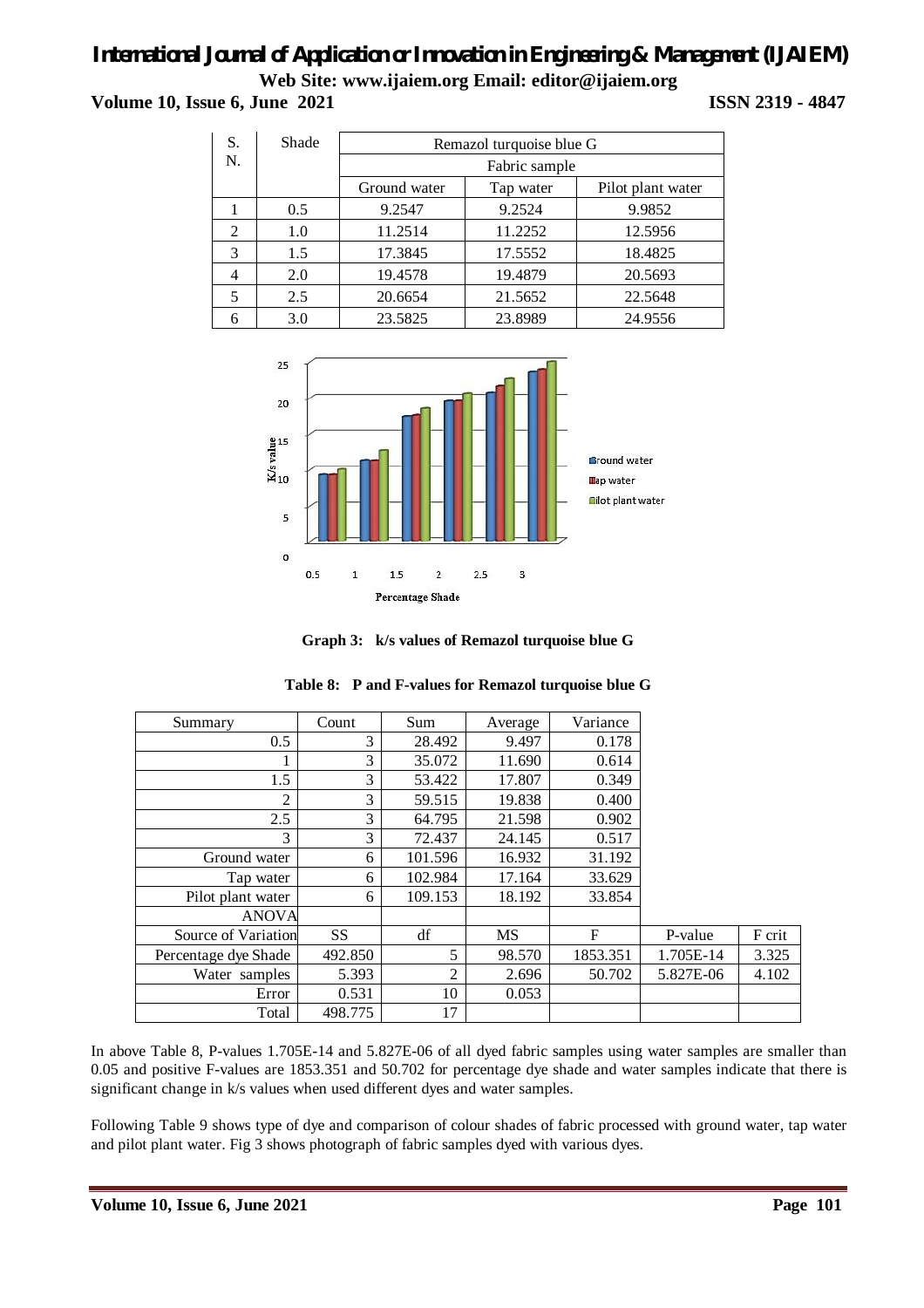| S. N. | Shade | Remazol turquoise blue G | | |
|---|---|---|---|---|
| | | Fabric sample | | |
| | | Ground water | Tap water | Pilot plant water |
| 1 | 0.5 | 9.2547 | 9.2524 | 9.9852 |
| 2 | 1.0 | 11.2514 | 11.2252 | 12.5956 |
| 3 | 1.5 | 17.3845 | 17.5552 | 18.4825 |
| 4 | 2.0 | 19.4578 | 19.4879 | 20.5693 |
| 5 | 2.5 | 20.6654 | 21.5652 | 22.5648 |
| 6 | 3.0 | 23.5825 | 23.8989 | 24.9556 |

**Graph 3: k/s values of Remazol turquoise blue G**

**Table 8: P and F-values for Remazol turquoise blue G**

| Summary | Count | Sum | Average | Variance | | |
|---|---|---|---|---|---|---|
| 0.5 | 3 | 28.492 | 9.497 | 0.178 | | |
| 1 | 3 | 35.072 | 11.690 | 0.614 | | |
| 1.5 | 3 | 53.422 | 17.807 | 0.349 | | |
| 2 | 3 | 59.515 | 19.838 | 0.400 | | |
| 2.5 | 3 | 64.795 | 21.598 | 0.902 | | |
| 3 | 3 | 72.437 | 24.145 | 0.517 | | |
| Ground water | 6 | 101.596 | 16.932 | 31.192 | | |
| Tap water | 6 | 102.984 | 17.164 | 33.629 | | |
| Pilot plant water | 6 | 109.153 | 18.192 | 33.854 | | |
| ANOVA | | | | | | |
| Source of Variation | SS | df | MS | F | P-value | F crit |
| Percentage dye Shade | 492.850 | 5 | 98.570 | 1853.351 | 1.705E-14 | 3.325 |
| Water samples | 5.393 | 2 | 2.696 | 50.702 | 5.827E-06 | 4.102 |
| Error | 0.531 | 10 | 0.053 | | | |
| Total | 498.775 | 17 | | | | |

In above Table 8, P-values 1.705E-14 and 5.827E-06 of all dyed fabric samples using water samples are smaller than 0.05 and positive F-values are 1853.351 and 50.702 for percentage dye shade and water samples indicate that there is significant change in k/s values when used different dyes and water samples.

Following Table 9 shows type of dye and comparison of colour shades of fabric processed with ground water, tap water and pilot plant water. Fig 3 shows photograph of fabric samples dyed with various dyes.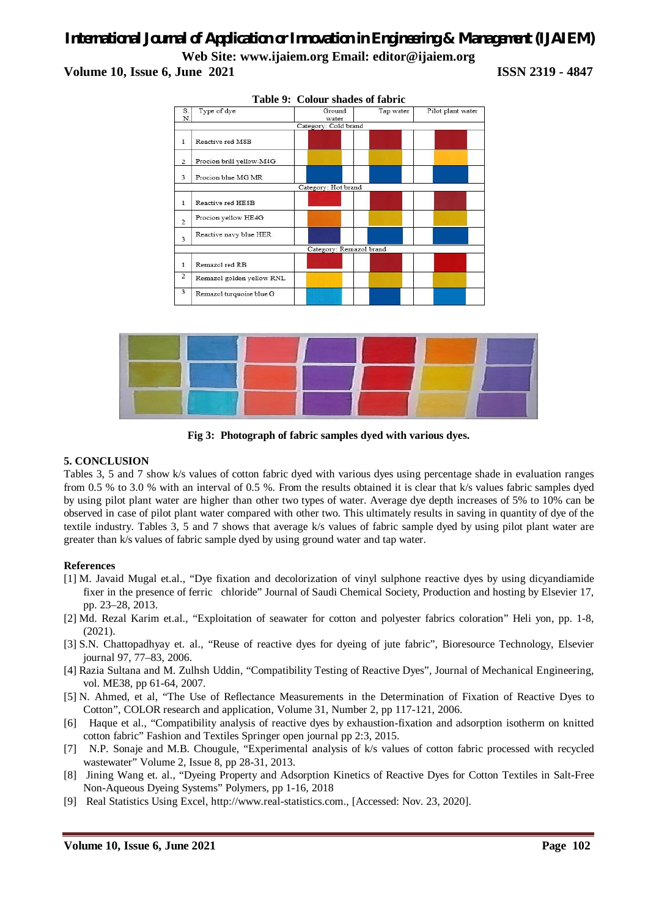**Table 9: Colour shades of fabric**

| S. N. | Type of dye | Ground water | Tap water | Pilot plant water |
|---|---|---|---|---|
| | | Category: Cold brand | | |
| 1 | Reactive red M8B | | | |
| 2 | Procion brill yellow-M4G | | | |
| 3 | Procion blue MG MR | | | |
| | | Category: Hot brand | | |
| 1 | Reactive red HE8B | | | |
| 2 | Procion yellow HE4G | | | |
| 3 | Reactive navy blue HER | | | |
| | | Category: Remazol brand | | |
| 1 | Remazol red RB | | | |
| 2 | Remazol golden yellow RNL | | | |
| 3 | Remazol turquoise blue G | | | |

**Fig 3: Photograph of fabric samples dyed with various dyes.**

## 5. CONCLUSION

Tables 3, 5 and 7 show k/s values of cotton fabric dyed with various dyes using percentage shade in evaluation ranges from 0.5 % to 3.0 % with an interval of 0.5 %. From the results obtained it is clear that k/s values fabric samples dyed by using pilot plant water are higher than other two types of water. Average dye depth increases of 5% to 10% can be observed in case of pilot plant water compared with other two. This ultimately results in saving in quantity of dye of the textile industry. Tables 3, 5 and 7 shows that average k/s values of fabric sample dyed by using pilot plant water are greater than k/s values of fabric sample dyed by using ground water and tap water.

**References**

[1] M. Javaid Mugal et.al., "Dye fixation and decolorization of vinyl sulphone reactive dyes by using dicyandiamide fixer in the presence of ferric chloride" Journal of Saudi Chemical Society, Production and hosting by Elsevier 17, pp. 23–28, 2013.

[2] Md. Rezal Karim et.al., "Exploitation of seawater for cotton and polyester fabrics coloration" Heli yon, pp. 1-8, (2021).

[3] S.N. Chattopadhyay et. al., "Reuse of reactive dyes for dyeing of jute fabric", Bioresource Technology, Elsevier journal 97, 77–83, 2006.

[4] Razia Sultana and M. Zulhsh Uddin, "Compatibility Testing of Reactive Dyes", Journal of Mechanical Engineering, vol. ME38, pp 61-64, 2007.

[5] N. Ahmed, et al, "The Use of Reflectance Measurements in the Determination of Fixation of Reactive Dyes to Cotton", COLOR research and application, Volume 31, Number 2, pp 117-121, 2006.

[6] Haque et al., "Compatibility analysis of reactive dyes by exhaustion-fixation and adsorption isotherm on knitted cotton fabric" Fashion and Textiles Springer open journal pp 2:3, 2015.

[7] N.P. Sonaje and M.B. Chougule, "Experimental analysis of k/s values of cotton fabric processed with recycled wastewater" Volume 2, Issue 8, pp 28-31, 2013.

[8] Jining Wang et. al., "Dyeing Property and Adsorption Kinetics of Reactive Dyes for Cotton Textiles in Salt-Free Non-Aqueous Dyeing Systems" Polymers, pp 1-16, 2018

[9] Real Statistics Using Excel, http://www.real-statistics.com., [Accessed: Nov. 23, 2020].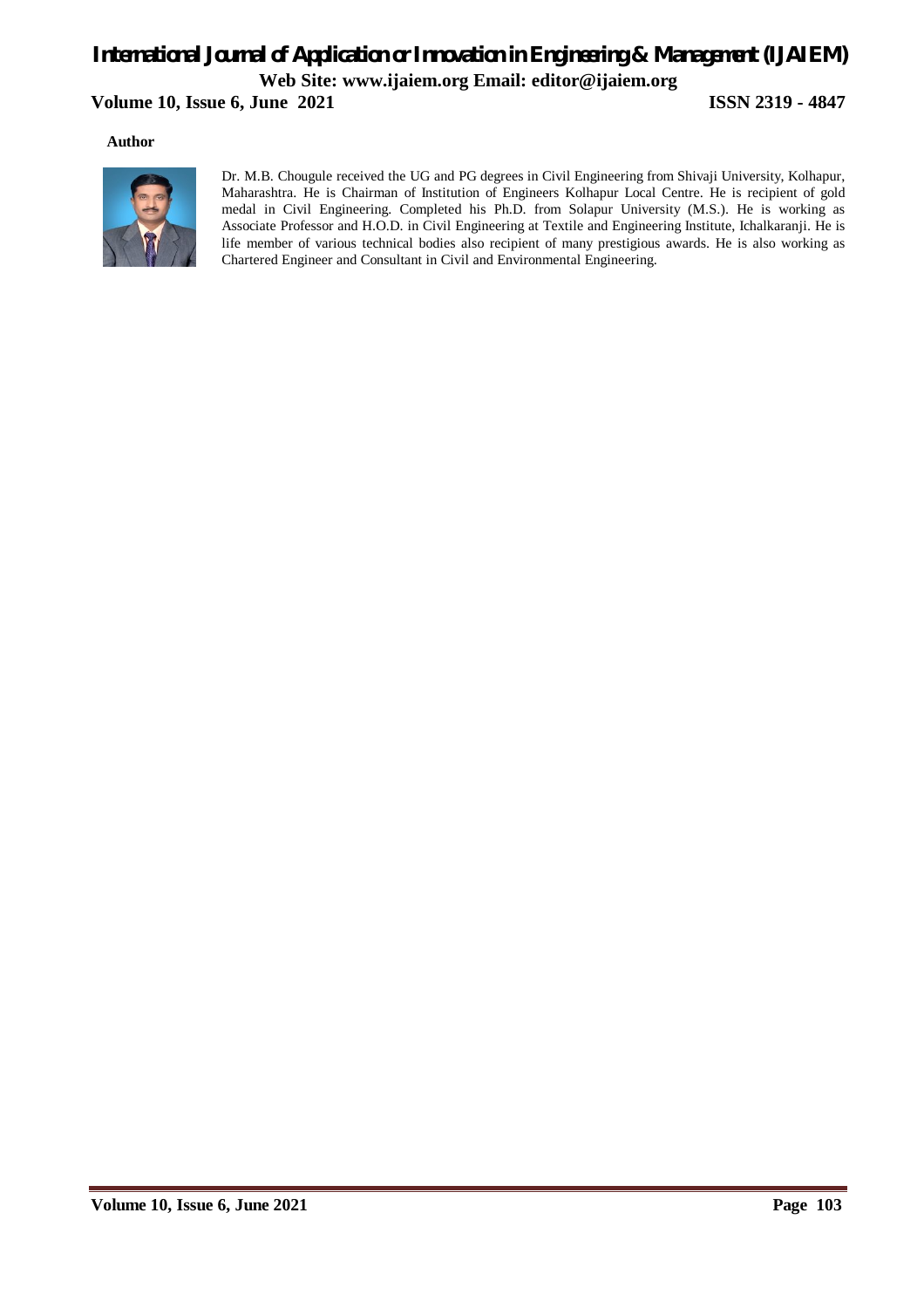**Author**

Dr. M.B. Chougule received the UG and PG degrees in Civil Engineering from Shivaji University, Kolhapur, Maharashtra. He is Chairman of Institution of Engineers Kolhapur Local Centre. He is recipient of gold medal in Civil Engineering. Completed his Ph.D. from Solapur University (M.S.). He is working as Associate Professor and H.O.D. in Civil Engineering at Textile and Engineering Institute, Ichalkaranji. He is life member of various technical bodies also recipient of many prestigious awards. He is also working as Chartered Engineer and Consultant in Civil and Environmental Engineering.